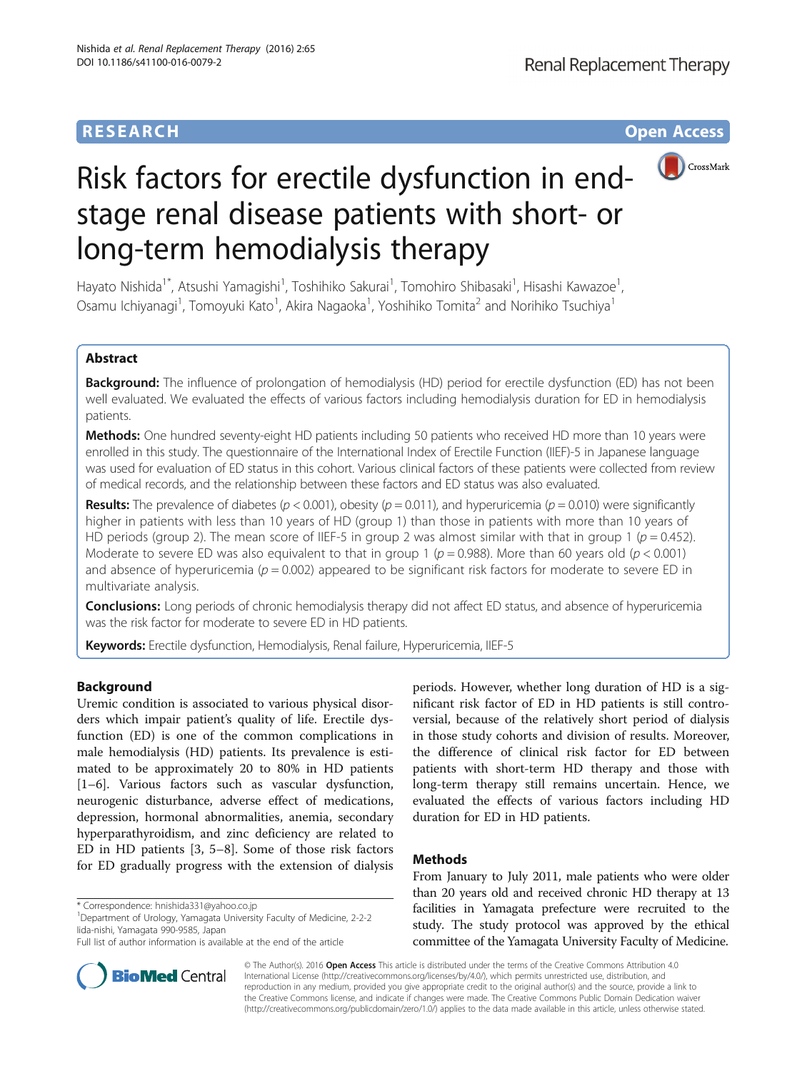RESEARCH Open Access

# Risk factors for erectile dysfunction in end-stage renal disease patients with short- or long-term hemodialysis therapy

Hayato Nishida[1*], Atsushi Yamagishi[1], Toshihiko Sakurai[1], Tomohiro Shibasaki[1], Hisashi Kawazoe[1], Osamu Ichiyanagi[1], Tomoyuki Kato[1], Akira Nagaoka[1], Yoshihiko Tomita[2] and Norihiko Tsuchiya[1]

## Abstract

**Background:** The influence of prolongation of hemodialysis (HD) period for erectile dysfunction (ED) has not been well evaluated. We evaluated the effects of various factors including hemodialysis duration for ED in hemodialysis patients.

**Methods:** One hundred seventy-eight HD patients including 50 patients who received HD more than 10 years were enrolled in this study. The questionnaire of the International Index of Erectile Function (IIEF)-5 in Japanese language was used for evaluation of ED status in this cohort. Various clinical factors of these patients were collected from review of medical records, and the relationship between these factors and ED status was also evaluated.

**Results:** The prevalence of diabetes ($p < 0.001$), obesity ($p = 0.011$), and hyperuricemia ($p = 0.010$) were significantly higher in patients with less than 10 years of HD (group 1) than those in patients with more than 10 years of HD periods (group 2). The mean score of IIEF-5 in group 2 was almost similar with that in group 1 ($p = 0.452$). Moderate to severe ED was also equivalent to that in group 1 ($p = 0.988$). More than 60 years old ($p < 0.001$) and absence of hyperuricemia ($p = 0.002$) appeared to be significant risk factors for moderate to severe ED in multivariate analysis.

**Conclusions:** Long periods of chronic hemodialysis therapy did not affect ED status, and absence of hyperuricemia was the risk factor for moderate to severe ED in HD patients.

**Keywords:** Erectile dysfunction, Hemodialysis, Renal failure, Hyperuricemia, IIEF-5

## Background

Uremic condition is associated to various physical disorders which impair patient's quality of life. Erectile dysfunction (ED) is one of the common complications in male hemodialysis (HD) patients. Its prevalence is estimated to be approximately 20 to 80% in HD patients [1–6]. Various factors such as vascular dysfunction, neurogenic disturbance, adverse effect of medications, depression, hormonal abnormalities, anemia, secondary hyperparathyroidism, and zinc deficiency are related to ED in HD patients [3, 5–8]. Some of those risk factors for ED gradually progress with the extension of dialysis periods. However, whether long duration of HD is a significant risk factor of ED in HD patients is still controversial, because of the relatively short period of dialysis in those study cohorts and division of results. Moreover, the difference of clinical risk factor for ED between patients with short-term HD therapy and those with long-term therapy still remains uncertain. Hence, we evaluated the effects of various factors including HD duration for ED in HD patients.

## Methods

From January to July 2011, male patients who were older than 20 years old and received chronic HD therapy at 13 facilities in Yamagata prefecture were recruited to the study. The study protocol was approved by the ethical committee of the Yamagata University Faculty of Medicine.

\* Correspondence: hnishida331@yahoo.co.jp
[1]Department of Urology, Yamagata University Faculty of Medicine, 2-2-2 Iida-nishi, Yamagata 990-9585, Japan
Full list of author information is available at the end of the article

© The Author(s). 2016 **Open Access** This article is distributed under the terms of the Creative Commons Attribution 4.0 International License (http://creativecommons.org/licenses/by/4.0/), which permits unrestricted use, distribution, and reproduction in any medium, provided you give appropriate credit to the original author(s) and the source, provide a link to the Creative Commons license, and indicate if changes were made. The Creative Commons Public Domain Dedication waiver (http://creativecommons.org/publicdomain/zero/1.0/) applies to the data made available in this article, unless otherwise stated.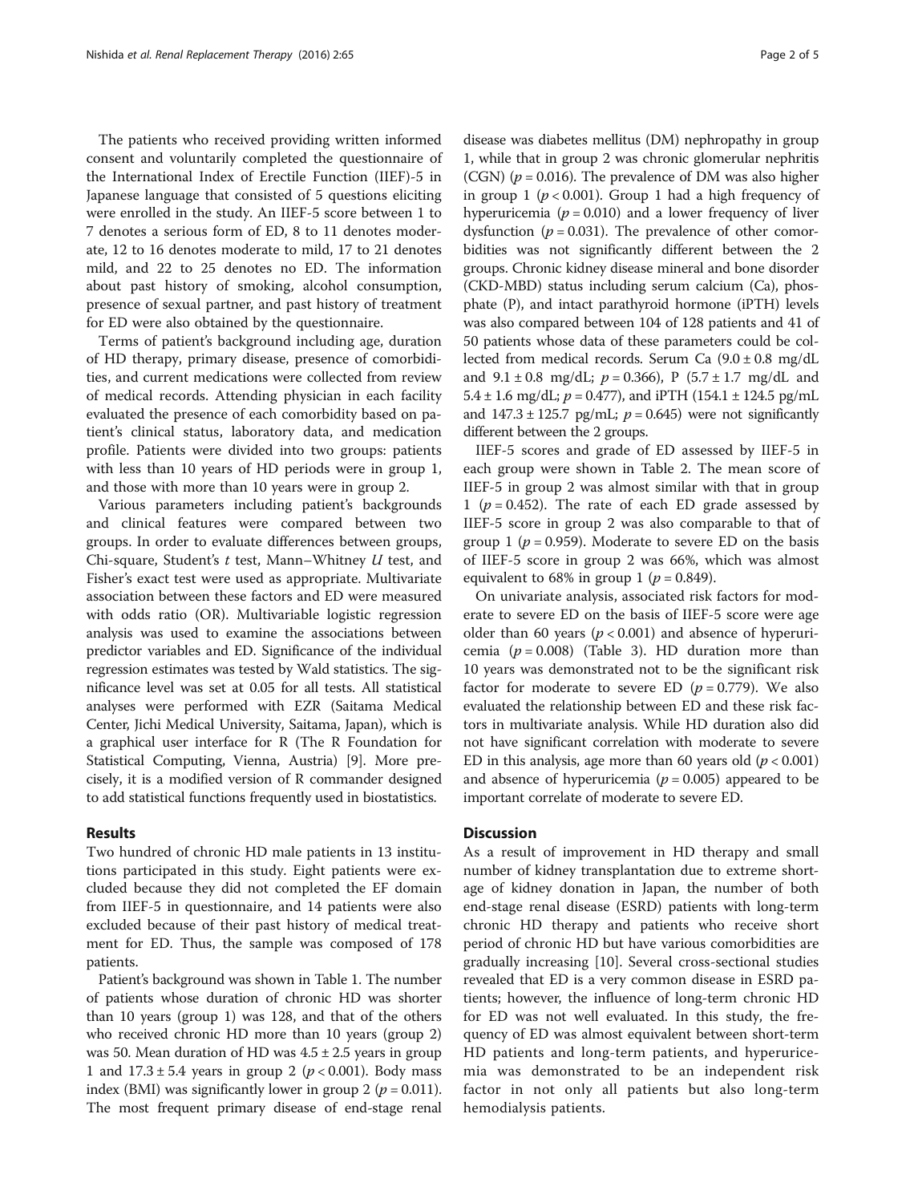The patients who received providing written informed consent and voluntarily completed the questionnaire of the International Index of Erectile Function (IIEF)-5 in Japanese language that consisted of 5 questions eliciting were enrolled in the study. An IIEF-5 score between 1 to 7 denotes a serious form of ED, 8 to 11 denotes moderate, 12 to 16 denotes moderate to mild, 17 to 21 denotes mild, and 22 to 25 denotes no ED. The information about past history of smoking, alcohol consumption, presence of sexual partner, and past history of treatment for ED were also obtained by the questionnaire.

Terms of patient's background including age, duration of HD therapy, primary disease, presence of comorbidities, and current medications were collected from review of medical records. Attending physician in each facility evaluated the presence of each comorbidity based on patient's clinical status, laboratory data, and medication profile. Patients were divided into two groups: patients with less than 10 years of HD periods were in group 1, and those with more than 10 years were in group 2.

Various parameters including patient's backgrounds and clinical features were compared between two groups. In order to evaluate differences between groups, Chi-square, Student's $t$ test, Mann–Whitney $U$ test, and Fisher's exact test were used as appropriate. Multivariate association between these factors and ED were measured with odds ratio (OR). Multivariable logistic regression analysis was used to examine the associations between predictor variables and ED. Significance of the individual regression estimates was tested by Wald statistics. The significance level was set at 0.05 for all tests. All statistical analyses were performed with EZR (Saitama Medical Center, Jichi Medical University, Saitama, Japan), which is a graphical user interface for R (The R Foundation for Statistical Computing, Vienna, Austria) [9]. More precisely, it is a modified version of R commander designed to add statistical functions frequently used in biostatistics.

## Results

Two hundred of chronic HD male patients in 13 institutions participated in this study. Eight patients were excluded because they did not completed the EF domain from IIEF-5 in questionnaire, and 14 patients were also excluded because of their past history of medical treatment for ED. Thus, the sample was composed of 178 patients.

Patient's background was shown in Table 1. The number of patients whose duration of chronic HD was shorter than 10 years (group 1) was 128, and that of the others who received chronic HD more than 10 years (group 2) was 50. Mean duration of HD was 4.5 ± 2.5 years in group 1 and 17.3 ± 5.4 years in group 2 ($p < 0.001$). Body mass index (BMI) was significantly lower in group 2 ($p = 0.011$). The most frequent primary disease of end-stage renal disease was diabetes mellitus (DM) nephropathy in group 1, while that in group 2 was chronic glomerular nephritis (CGN) ($p = 0.016$). The prevalence of DM was also higher in group 1 ($p < 0.001$). Group 1 had a high frequency of hyperuricemia ($p = 0.010$) and a lower frequency of liver dysfunction ($p = 0.031$). The prevalence of other comorbidities was not significantly different between the 2 groups. Chronic kidney disease mineral and bone disorder (CKD-MBD) status including serum calcium (Ca), phosphate (P), and intact parathyroid hormone (iPTH) levels was also compared between 104 of 128 patients and 41 of 50 patients whose data of these parameters could be collected from medical records. Serum Ca (9.0 ± 0.8 mg/dL and 9.1 ± 0.8 mg/dL; $p = 0.366$), P (5.7 ± 1.7 mg/dL and 5.4 ± 1.6 mg/dL; $p = 0.477$), and iPTH (154.1 ± 124.5 pg/mL and 147.3 ± 125.7 pg/mL; $p = 0.645$) were not significantly different between the 2 groups.

IIEF-5 scores and grade of ED assessed by IIEF-5 in each group were shown in Table 2. The mean score of IIEF-5 in group 2 was almost similar with that in group 1 ($p = 0.452$). The rate of each ED grade assessed by IIEF-5 score in group 2 was also comparable to that of group 1 ($p = 0.959$). Moderate to severe ED on the basis of IIEF-5 score in group 2 was 66%, which was almost equivalent to 68% in group 1 ($p = 0.849$).

On univariate analysis, associated risk factors for moderate to severe ED on the basis of IIEF-5 score were age older than 60 years ($p < 0.001$) and absence of hyperuricemia ($p = 0.008$) (Table 3). HD duration more than 10 years was demonstrated not to be the significant risk factor for moderate to severe ED ($p = 0.779$). We also evaluated the relationship between ED and these risk factors in multivariate analysis. While HD duration also did not have significant correlation with moderate to severe ED in this analysis, age more than 60 years old ($p < 0.001$) and absence of hyperuricemia ($p = 0.005$) appeared to be important correlate of moderate to severe ED.

## Discussion

As a result of improvement in HD therapy and small number of kidney transplantation due to extreme shortage of kidney donation in Japan, the number of both end-stage renal disease (ESRD) patients with long-term chronic HD therapy and patients who receive short period of chronic HD but have various comorbidities are gradually increasing [10]. Several cross-sectional studies revealed that ED is a very common disease in ESRD patients; however, the influence of long-term chronic HD for ED was not well evaluated. In this study, the frequency of ED was almost equivalent between short-term HD patients and long-term patients, and hyperuricemia was demonstrated to be an independent risk factor in not only all patients but also long-term hemodialysis patients.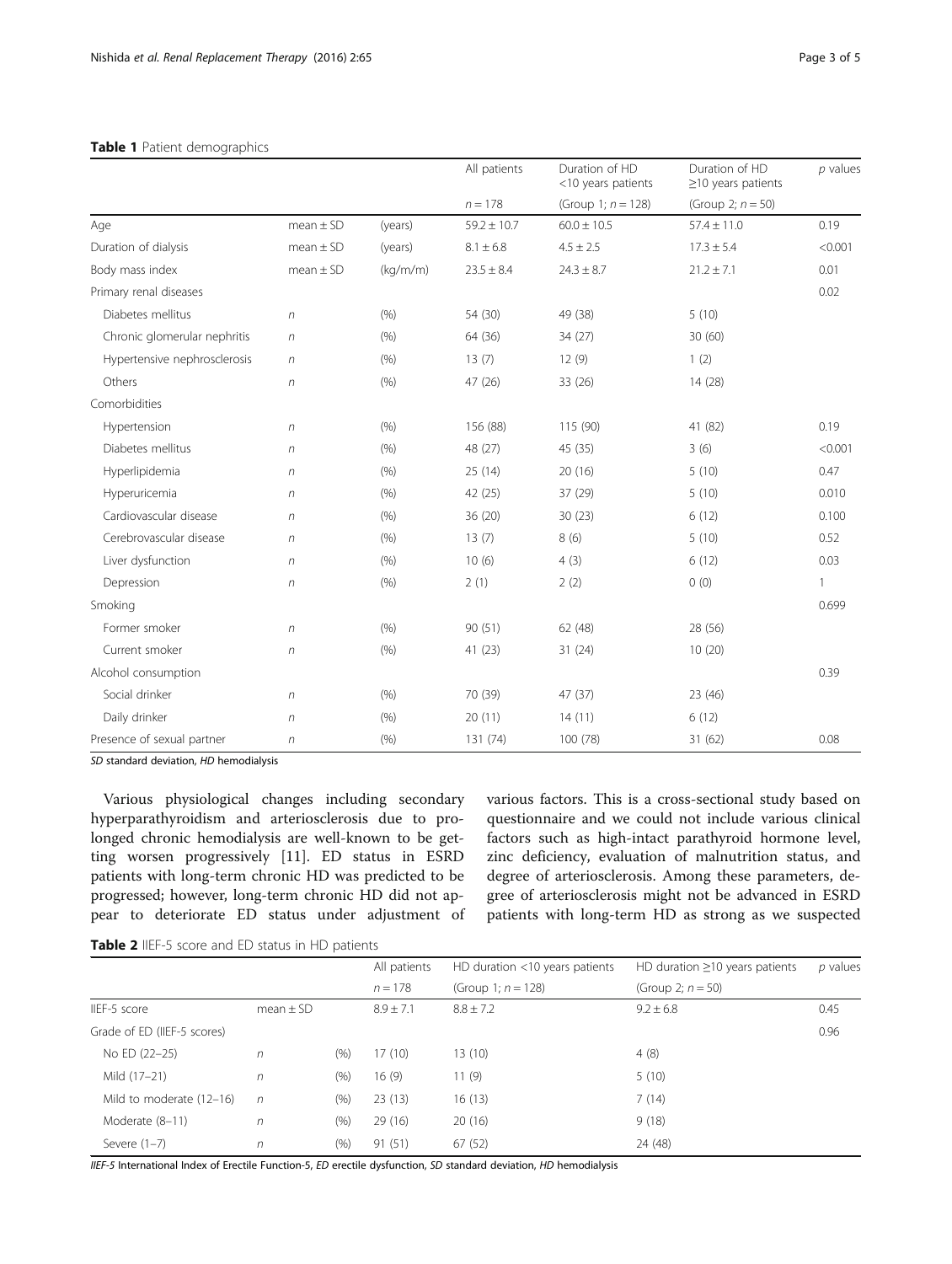**Table 1** Patient demographics

| | | | All patients | Duration of HD <10 years patients | Duration of HD ≥10 years patients | *p* values |
|---|---|---|---|---|---|---|
| | | | $n = 178$ | (Group 1; $n = 128$) | (Group 2; $n = 50$) | |
| Age | mean ± SD | (years) | 59.2 ± 10.7 | 60.0 ± 10.5 | 57.4 ± 11.0 | 0.19 |
| Duration of dialysis | mean ± SD | (years) | 8.1 ± 6.8 | 4.5 ± 2.5 | 17.3 ± 5.4 | <0.001 |
| Body mass index | mean ± SD | (kg/m/m) | 23.5 ± 8.4 | 24.3 ± 8.7 | 21.2 ± 7.1 | 0.01 |
| Primary renal diseases | | | | | | 0.02 |
| Diabetes mellitus | *n* | (%) | 54 (30) | 49 (38) | 5 (10) | |
| Chronic glomerular nephritis | *n* | (%) | 64 (36) | 34 (27) | 30 (60) | |
| Hypertensive nephrosclerosis | *n* | (%) | 13 (7) | 12 (9) | 1 (2) | |
| Others | *n* | (%) | 47 (26) | 33 (26) | 14 (28) | |
| Comorbidities | | | | | | |
| Hypertension | *n* | (%) | 156 (88) | 115 (90) | 41 (82) | 0.19 |
| Diabetes mellitus | *n* | (%) | 48 (27) | 45 (35) | 3 (6) | <0.001 |
| Hyperlipidemia | *n* | (%) | 25 (14) | 20 (16) | 5 (10) | 0.47 |
| Hyperuricemia | *n* | (%) | 42 (25) | 37 (29) | 5 (10) | 0.010 |
| Cardiovascular disease | *n* | (%) | 36 (20) | 30 (23) | 6 (12) | 0.100 |
| Cerebrovascular disease | *n* | (%) | 13 (7) | 8 (6) | 5 (10) | 0.52 |
| Liver dysfunction | *n* | (%) | 10 (6) | 4 (3) | 6 (12) | 0.03 |
| Depression | *n* | (%) | 2 (1) | 2 (2) | 0 (0) | 1 |
| Smoking | | | | | | 0.699 |
| Former smoker | *n* | (%) | 90 (51) | 62 (48) | 28 (56) | |
| Current smoker | *n* | (%) | 41 (23) | 31 (24) | 10 (20) | |
| Alcohol consumption | | | | | | 0.39 |
| Social drinker | *n* | (%) | 70 (39) | 47 (37) | 23 (46) | |
| Daily drinker | *n* | (%) | 20 (11) | 14 (11) | 6 (12) | |
| Presence of sexual partner | *n* | (%) | 131 (74) | 100 (78) | 31 (62) | 0.08 |

*SD* standard deviation, *HD* hemodialysis

Various physiological changes including secondary hyperparathyroidism and arteriosclerosis due to prolonged chronic hemodialysis are well-known to be getting worsen progressively [11]. ED status in ESRD patients with long-term chronic HD was predicted to be progressed; however, long-term chronic HD did not appear to deteriorate ED status under adjustment of various factors. This is a cross-sectional study based on questionnaire and we could not include various clinical factors such as high-intact parathyroid hormone level, zinc deficiency, evaluation of malnutrition status, and degree of arteriosclerosis. Among these parameters, degree of arteriosclerosis might not be advanced in ESRD patients with long-term HD as strong as we suspected

**Table 2** IIEF-5 score and ED status in HD patients

| | | | All patients | HD duration <10 years patients | HD duration ≥10 years patients | *p* values |
|---|---|---|---|---|---|---|
| | | | $n = 178$ | (Group 1; $n = 128$) | (Group 2; $n = 50$) | |
| IIEF-5 score | mean ± SD | | 8.9 ± 7.1 | 8.8 ± 7.2 | 9.2 ± 6.8 | 0.45 |
| Grade of ED (IIEF-5 scores) | | | | | | 0.96 |
| No ED (22–25) | *n* | (%) | 17 (10) | 13 (10) | 4 (8) | |
| Mild (17–21) | *n* | (%) | 16 (9) | 11 (9) | 5 (10) | |
| Mild to moderate (12–16) | *n* | (%) | 23 (13) | 16 (13) | 7 (14) | |
| Moderate (8–11) | *n* | (%) | 29 (16) | 20 (16) | 9 (18) | |
| Severe (1–7) | *n* | (%) | 91 (51) | 67 (52) | 24 (48) | |

*IIEF-5* International Index of Erectile Function-5, *ED* erectile dysfunction, *SD* standard deviation, *HD* hemodialysis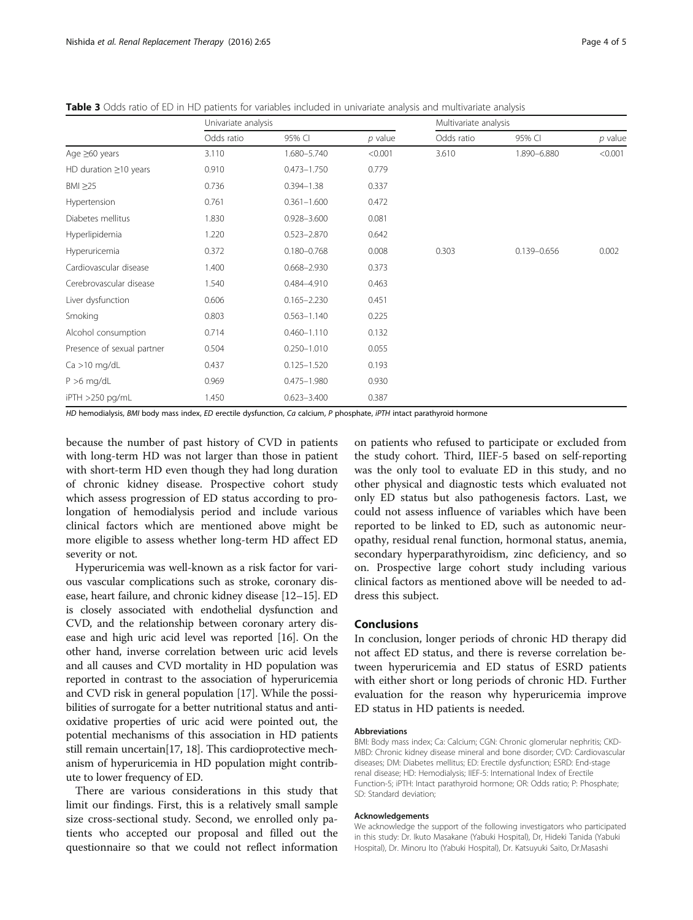**Table 3** Odds ratio of ED in HD patients for variables included in univariate analysis and multivariate analysis

| | Univariate analysis | | | Multivariate analysis | | |
|---|---|---|---|---|---|---|
| | Odds ratio | 95% CI | *p* value | Odds ratio | 95% CI | *p* value |
| Age ≥60 years | 3.110 | 1.680–5.740 | <0.001 | 3.610 | 1.890–6.880 | <0.001 |
| HD duration ≥10 years | 0.910 | 0.473–1.750 | 0.779 | | | |
| BMI ≥25 | 0.736 | 0.394–1.38 | 0.337 | | | |
| Hypertension | 0.761 | 0.361–1.600 | 0.472 | | | |
| Diabetes mellitus | 1.830 | 0.928–3.600 | 0.081 | | | |
| Hyperlipidemia | 1.220 | 0.523–2.870 | 0.642 | | | |
| Hyperuricemia | 0.372 | 0.180–0.768 | 0.008 | 0.303 | 0.139–0.656 | 0.002 |
| Cardiovascular disease | 1.400 | 0.668–2.930 | 0.373 | | | |
| Cerebrovascular disease | 1.540 | 0.484–4.910 | 0.463 | | | |
| Liver dysfunction | 0.606 | 0.165–2.230 | 0.451 | | | |
| Smoking | 0.803 | 0.563–1.140 | 0.225 | | | |
| Alcohol consumption | 0.714 | 0.460–1.110 | 0.132 | | | |
| Presence of sexual partner | 0.504 | 0.250–1.010 | 0.055 | | | |
| Ca >10 mg/dL | 0.437 | 0.125–1.520 | 0.193 | | | |
| P >6 mg/dL | 0.969 | 0.475–1.980 | 0.930 | | | |
| iPTH >250 pg/mL | 1.450 | 0.623–3.400 | 0.387 | | | |

*HD* hemodialysis, *BMI* body mass index, *ED* erectile dysfunction, *Ca* calcium, *P* phosphate, *iPTH* intact parathyroid hormone

because the number of past history of CVD in patients with long-term HD was not larger than those in patient with short-term HD even though they had long duration of chronic kidney disease. Prospective cohort study which assess progression of ED status according to prolongation of hemodialysis period and include various clinical factors which are mentioned above might be more eligible to assess whether long-term HD affect ED severity or not.

Hyperuricemia was well-known as a risk factor for various vascular complications such as stroke, coronary disease, heart failure, and chronic kidney disease [12–15]. ED is closely associated with endothelial dysfunction and CVD, and the relationship between coronary artery disease and high uric acid level was reported [16]. On the other hand, inverse correlation between uric acid levels and all causes and CVD mortality in HD population was reported in contrast to the association of hyperuricemia and CVD risk in general population [17]. While the possibilities of surrogate for a better nutritional status and antioxidative properties of uric acid were pointed out, the potential mechanisms of this association in HD patients still remain uncertain[17, 18]. This cardioprotective mechanism of hyperuricemia in HD population might contribute to lower frequency of ED.

There are various considerations in this study that limit our findings. First, this is a relatively small sample size cross-sectional study. Second, we enrolled only patients who accepted our proposal and filled out the questionnaire so that we could not reflect information on patients who refused to participate or excluded from the study cohort. Third, IIEF-5 based on self-reporting was the only tool to evaluate ED in this study, and no other physical and diagnostic tests which evaluated not only ED status but also pathogenesis factors. Last, we could not assess influence of variables which have been reported to be linked to ED, such as autonomic neuropathy, residual renal function, hormonal status, anemia, secondary hyperparathyroidism, zinc deficiency, and so on. Prospective large cohort study including various clinical factors as mentioned above will be needed to address this subject.

## Conclusions

In conclusion, longer periods of chronic HD therapy did not affect ED status, and there is reverse correlation between hyperuricemia and ED status of ESRD patients with either short or long periods of chronic HD. Further evaluation for the reason why hyperuricemia improve ED status in HD patients is needed.

#### Abbreviations

BMI: Body mass index; Ca: Calcium; CGN: Chronic glomerular nephritis; CKD-MBD: Chronic kidney disease mineral and bone disorder; CVD: Cardiovascular diseases; DM: Diabetes mellitus; ED: Erectile dysfunction; ESRD: End-stage renal disease; HD: Hemodialysis; IIEF-5: International Index of Erectile Function-5; iPTH: Intact parathyroid hormone; OR: Odds ratio; P: Phosphate; SD: Standard deviation;

#### Acknowledgements

We acknowledge the support of the following investigators who participated in this study: Dr. Ikuto Masakane (Yabuki Hospital), Dr, Hideki Tanida (Yabuki Hospital), Dr. Minoru Ito (Yabuki Hospital), Dr. Katsuyuki Saito, Dr.Masashi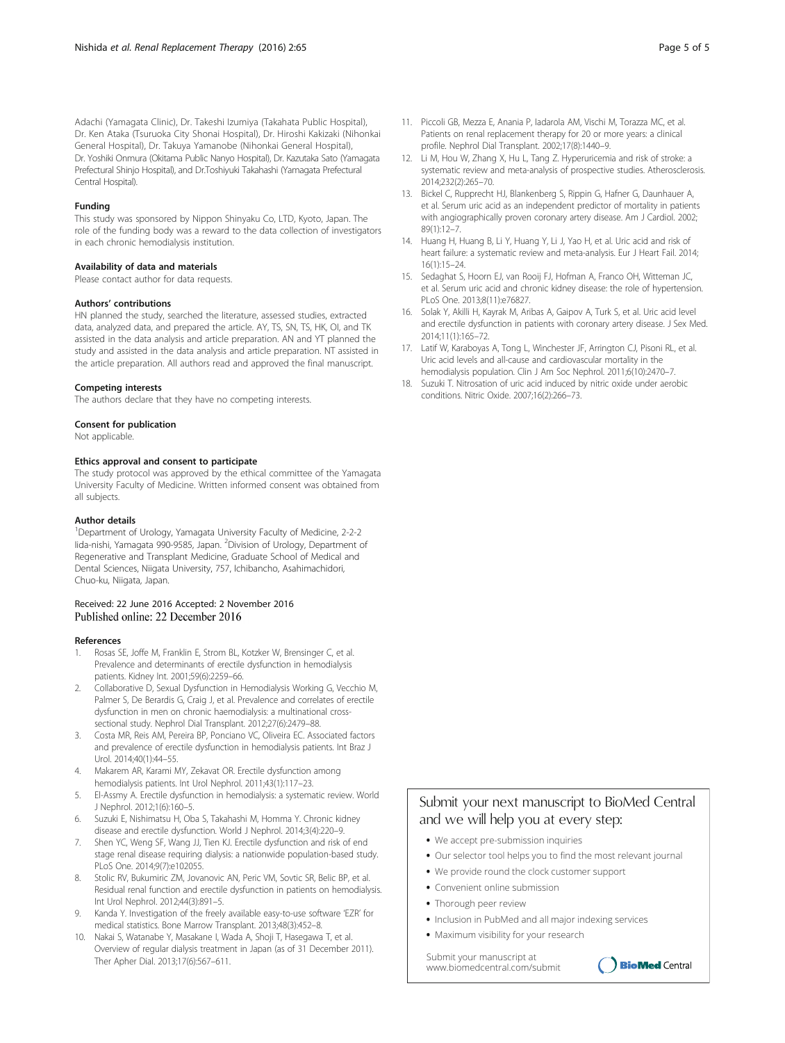Adachi (Yamagata Clinic), Dr. Takeshi Izumiya (Takahata Public Hospital), Dr. Ken Ataka (Tsuruoka City Shonai Hospital), Dr. Hiroshi Kakizaki (Nihonkai General Hospital), Dr. Takuya Yamanobe (Nihonkai General Hospital), Dr. Yoshiki Onmura (Okitama Public Nanyo Hospital), Dr. Kazutaka Sato (Yamagata Prefectural Shinjo Hospital), and Dr.Toshiyuki Takahashi (Yamagata Prefectural Central Hospital).

#### Funding

This study was sponsored by Nippon Shinyaku Co, LTD, Kyoto, Japan. The role of the funding body was a reward to the data collection of investigators in each chronic hemodialysis institution.

#### Availability of data and materials

Please contact author for data requests.

#### Authors' contributions

HN planned the study, searched the literature, assessed studies, extracted data, analyzed data, and prepared the article. AY, TS, SN, TS, HK, OI, and TK assisted in the data analysis and article preparation. AN and YT planned the study and assisted in the data analysis and article preparation. NT assisted in the article preparation. All authors read and approved the final manuscript.

#### Competing interests

The authors declare that they have no competing interests.

#### Consent for publication

Not applicable.

#### Ethics approval and consent to participate

The study protocol was approved by the ethical committee of the Yamagata University Faculty of Medicine. Written informed consent was obtained from all subjects.

#### Author details

[1]Department of Urology, Yamagata University Faculty of Medicine, 2-2-2 Iida-nishi, Yamagata 990-9585, Japan. [2]Division of Urology, Department of Regenerative and Transplant Medicine, Graduate School of Medical and Dental Sciences, Niigata University, 757, Ichibancho, Asahimachidori, Chuo-ku, Niigata, Japan.

Received: 22 June 2016 Accepted: 2 November 2016
Published online: 22 December 2016

#### References

1. Rosas SE, Joffe M, Franklin E, Strom BL, Kotzker W, Brensinger C, et al. Prevalence and determinants of erectile dysfunction in hemodialysis patients. Kidney Int. 2001;59(6):2259–66.
2. Collaborative D, Sexual Dysfunction in Hemodialysis Working G, Vecchio M, Palmer S, De Berardis G, Craig J, et al. Prevalence and correlates of erectile dysfunction in men on chronic haemodialysis: a multinational cross-sectional study. Nephrol Dial Transplant. 2012;27(6):2479–88.
3. Costa MR, Reis AM, Pereira BP, Ponciano VC, Oliveira EC. Associated factors and prevalence of erectile dysfunction in hemodialysis patients. Int Braz J Urol. 2014;40(1):44–55.
4. Makarem AR, Karami MY, Zekavat OR. Erectile dysfunction among hemodialysis patients. Int Urol Nephrol. 2011;43(1):117–23.
5. El-Assmy A. Erectile dysfunction in hemodialysis: a systematic review. World J Nephrol. 2012;1(6):160–5.
6. Suzuki E, Nishimatsu H, Oba S, Takahashi M, Homma Y. Chronic kidney disease and erectile dysfunction. World J Nephrol. 2014;3(4):220–9.
7. Shen YC, Weng SF, Wang JJ, Tien KJ. Erectile dysfunction and risk of end stage renal disease requiring dialysis: a nationwide population-based study. PLoS One. 2014;9(7):e102055.
8. Stolic RV, Bukumiric ZM, Jovanovic AN, Peric VM, Sovtic SR, Belic BP, et al. Residual renal function and erectile dysfunction in patients on hemodialysis. Int Urol Nephrol. 2012;44(3):891–5.
9. Kanda Y. Investigation of the freely available easy-to-use software 'EZR' for medical statistics. Bone Marrow Transplant. 2013;48(3):452–8.
10. Nakai S, Watanabe Y, Masakane I, Wada A, Shoji T, Hasegawa T, et al. Overview of regular dialysis treatment in Japan (as of 31 December 2011). Ther Apher Dial. 2013;17(6):567–611.
11. Piccoli GB, Mezza E, Anania P, Iadarola AM, Vischi M, Torazza MC, et al. Patients on renal replacement therapy for 20 or more years: a clinical profile. Nephrol Dial Transplant. 2002;17(8):1440–9.
12. Li M, Hou W, Zhang X, Hu L, Tang Z. Hyperuricemia and risk of stroke: a systematic review and meta-analysis of prospective studies. Atherosclerosis. 2014;232(2):265–70.
13. Bickel C, Rupprecht HJ, Blankenberg S, Rippin G, Hafner G, Daunhauer A, et al. Serum uric acid as an independent predictor of mortality in patients with angiographically proven coronary artery disease. Am J Cardiol. 2002;89(1):12–7.
14. Huang H, Huang B, Li Y, Huang Y, Li J, Yao H, et al. Uric acid and risk of heart failure: a systematic review and meta-analysis. Eur J Heart Fail. 2014;16(1):15–24.
15. Sedaghat S, Hoorn EJ, van Rooij FJ, Hofman A, Franco OH, Witteman JC, et al. Serum uric acid and chronic kidney disease: the role of hypertension. PLoS One. 2013;8(11):e76827.
16. Solak Y, Akilli H, Kayrak M, Aribas A, Gaipov A, Turk S, et al. Uric acid level and erectile dysfunction in patients with coronary artery disease. J Sex Med. 2014;11(1):165–72.
17. Latif W, Karaboyas A, Tong L, Winchester JF, Arrington CJ, Pisoni RL, et al. Uric acid levels and all-cause and cardiovascular mortality in the hemodialysis population. Clin J Am Soc Nephrol. 2011;6(10):2470–7.
18. Suzuki T. Nitrosation of uric acid induced by nitric oxide under aerobic conditions. Nitric Oxide. 2007;16(2):266–73.

Submit your next manuscript to BioMed Central and we will help you at every step:

- We accept pre-submission inquiries
- Our selector tool helps you to find the most relevant journal
- We provide round the clock customer support
- Convenient online submission
- Thorough peer review
- Inclusion in PubMed and all major indexing services
- Maximum visibility for your research

Submit your manuscript at
www.biomedcentral.com/submit

BioMed Central